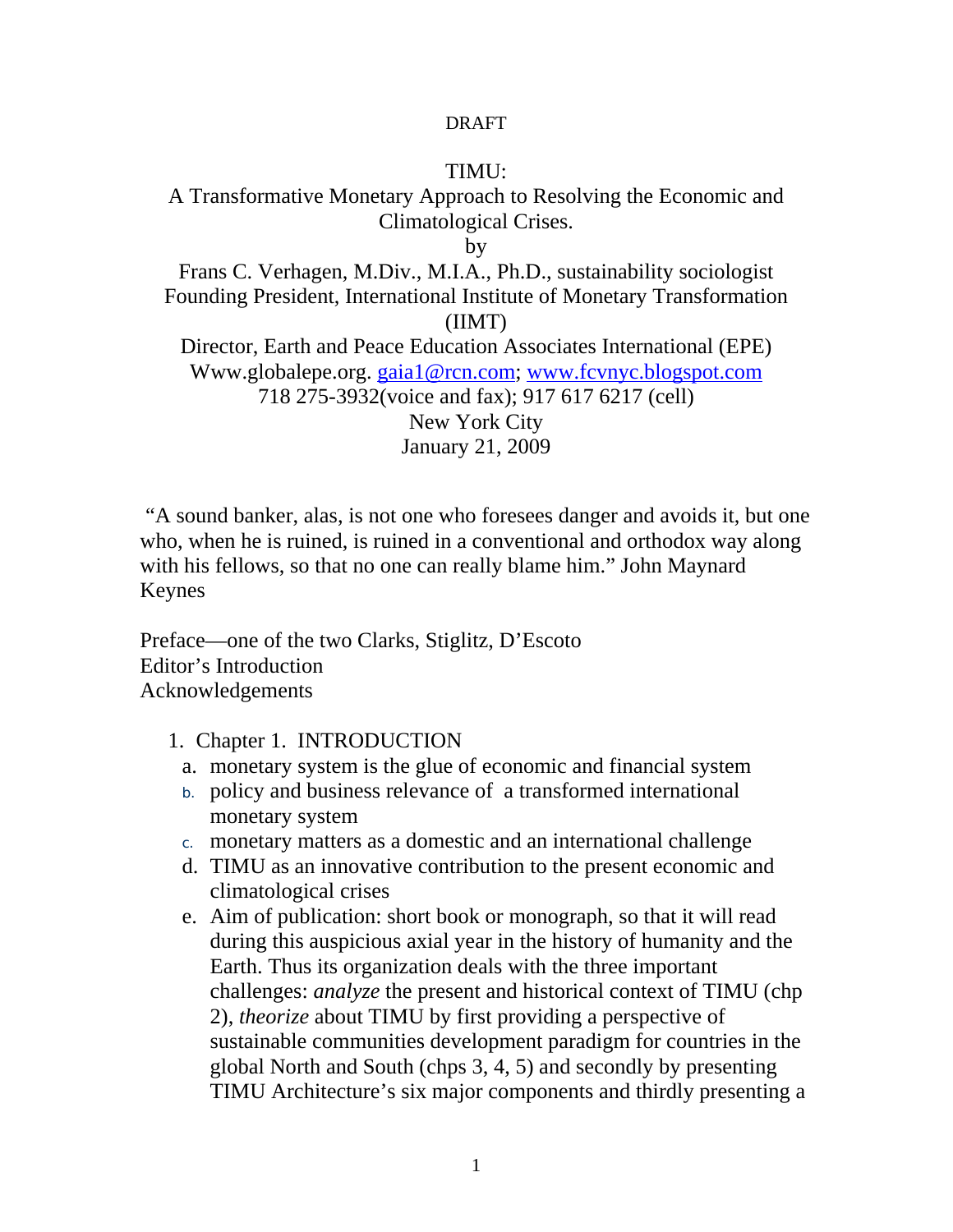DRAFT

# TIMU:
## A Transformative Monetary Approach to Resolving the Economic and Climatological Crises.

by

Frans C. Verhagen, M.Div., M.I.A., Ph.D., sustainability sociologist
Founding President, International Institute of Monetary Transformation (IIMT)
Director, Earth and Peace Education Associates International (EPE)
Www.globalepe.org. gaia1@rcn.com; www.fcvnyc.blogspot.com
718 275-3932(voice and fax); 917 617 6217 (cell)
New York City
January 21, 2009

"A sound banker, alas, is not one who foresees danger and avoids it, but one who, when he is ruined, is ruined in a conventional and orthodox way along with his fellows, so that no one can really blame him." John Maynard Keynes

Preface—one of the two Clarks, Stiglitz, D'Escoto
Editor's Introduction
Acknowledgements

1. Chapter 1. INTRODUCTION
   a. monetary system is the glue of economic and financial system
   b. policy and business relevance of a transformed international monetary system
   c. monetary matters as a domestic and an international challenge
   d. TIMU as an innovative contribution to the present economic and climatological crises
   e. Aim of publication: short book or monograph, so that it will read during this auspicious axial year in the history of humanity and the Earth. Thus its organization deals with the three important challenges: *analyze* the present and historical context of TIMU (chp 2), *theorize* about TIMU by first providing a perspective of sustainable communities development paradigm for countries in the global North and South (chps 3, 4, 5) and secondly by presenting TIMU Architecture's six major components and thirdly presenting a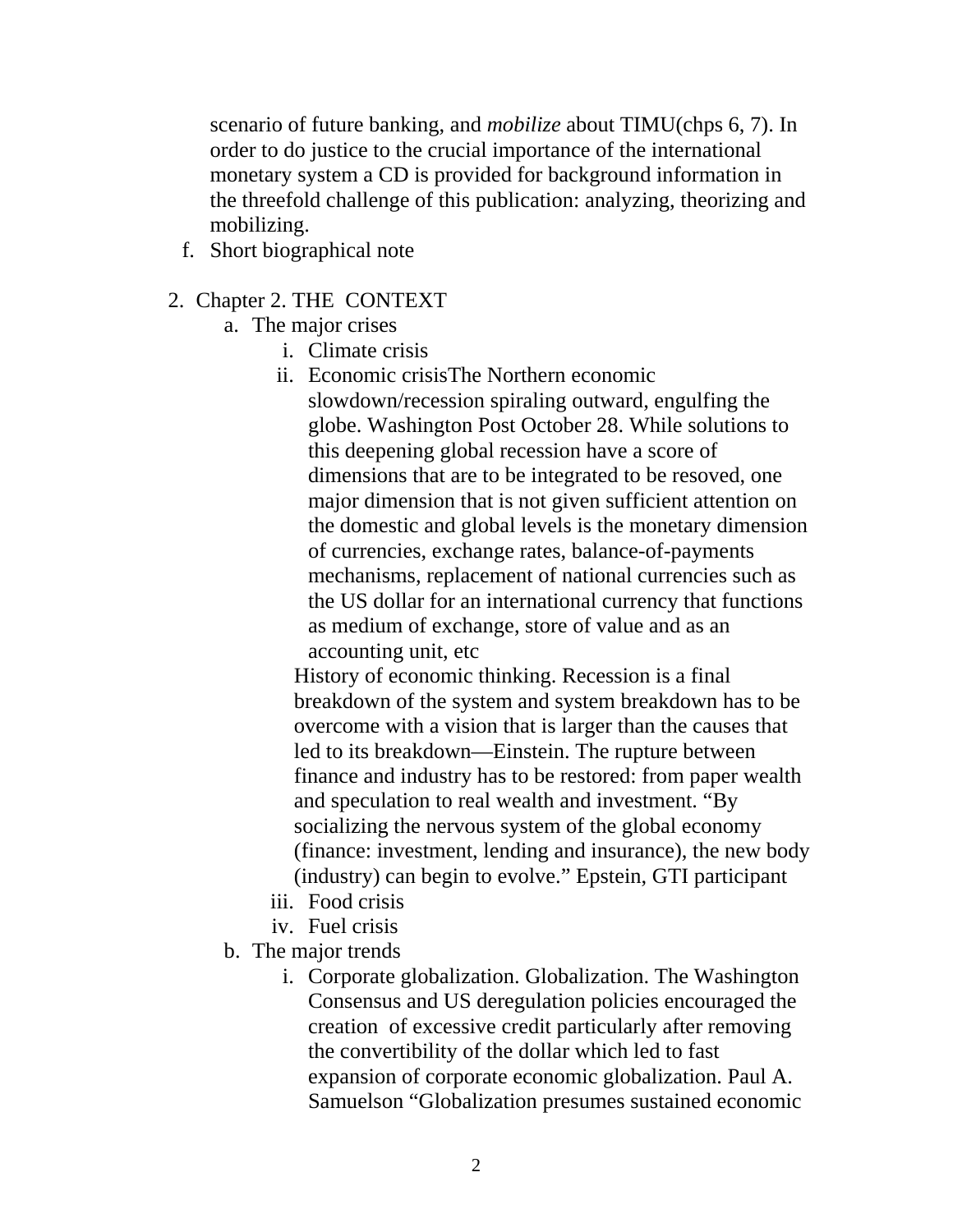scenario of future banking, and *mobilize* about TIMU(chps 6, 7). In order to do justice to the crucial importance of the international monetary system a CD is provided for background information in the threefold challenge of this publication: analyzing, theorizing and mobilizing.

f. Short biographical note

2. Chapter 2. THE CONTEXT
   a. The major crises
      i. Climate crisis
      ii. Economic crisisThe Northern economic slowdown/recession spiraling outward, engulfing the globe. Washington Post October 28. While solutions to this deepening global recession have a score of dimensions that are to be integrated to be resoved, one major dimension that is not given sufficient attention on the domestic and global levels is the monetary dimension of currencies, exchange rates, balance-of-payments mechanisms, replacement of national currencies such as the US dollar for an international currency that functions as medium of exchange, store of value and as an accounting unit, etc

         History of economic thinking. Recession is a final breakdown of the system and system breakdown has to be overcome with a vision that is larger than the causes that led to its breakdown—Einstein. The rupture between finance and industry has to be restored: from paper wealth and speculation to real wealth and investment. "By socializing the nervous system of the global economy (finance: investment, lending and insurance), the new body (industry) can begin to evolve." Epstein, GTI participant
      iii. Food crisis
      iv. Fuel crisis
   b. The major trends
      i. Corporate globalization. Globalization. The Washington Consensus and US deregulation policies encouraged the creation of excessive credit particularly after removing the convertibility of the dollar which led to fast expansion of corporate economic globalization. Paul A. Samuelson "Globalization presumes sustained economic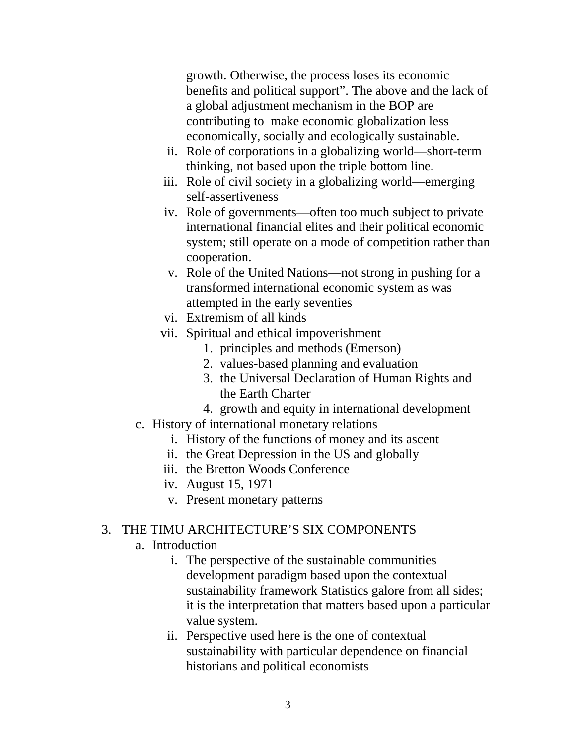growth. Otherwise, the process loses its economic benefits and political support". The above and the lack of a global adjustment mechanism in the BOP are contributing to make economic globalization less economically, socially and ecologically sustainable.

   ii. Role of corporations in a globalizing world—short-term thinking, not based upon the triple bottom line.
   iii. Role of civil society in a globalizing world—emerging self-assertiveness
   iv. Role of governments—often too much subject to private international financial elites and their political economic system; still operate on a mode of competition rather than cooperation.
   v. Role of the United Nations—not strong in pushing for a transformed international economic system as was attempted in the early seventies
   vi. Extremism of all kinds
   vii. Spiritual and ethical impoverishment
      1. principles and methods (Emerson)
      2. values-based planning and evaluation
      3. the Universal Declaration of Human Rights and the Earth Charter
      4. growth and equity in international development

c. History of international monetary relations
   i. History of the functions of money and its ascent
   ii. the Great Depression in the US and globally
   iii. the Bretton Woods Conference
   iv. August 15, 1971
   v. Present monetary patterns

3. THE TIMU ARCHITECTURE'S SIX COMPONENTS
   a. Introduction
      i. The perspective of the sustainable communities development paradigm based upon the contextual sustainability framework Statistics galore from all sides; it is the interpretation that matters based upon a particular value system.
      ii. Perspective used here is the one of contextual sustainability with particular dependence on financial historians and political economists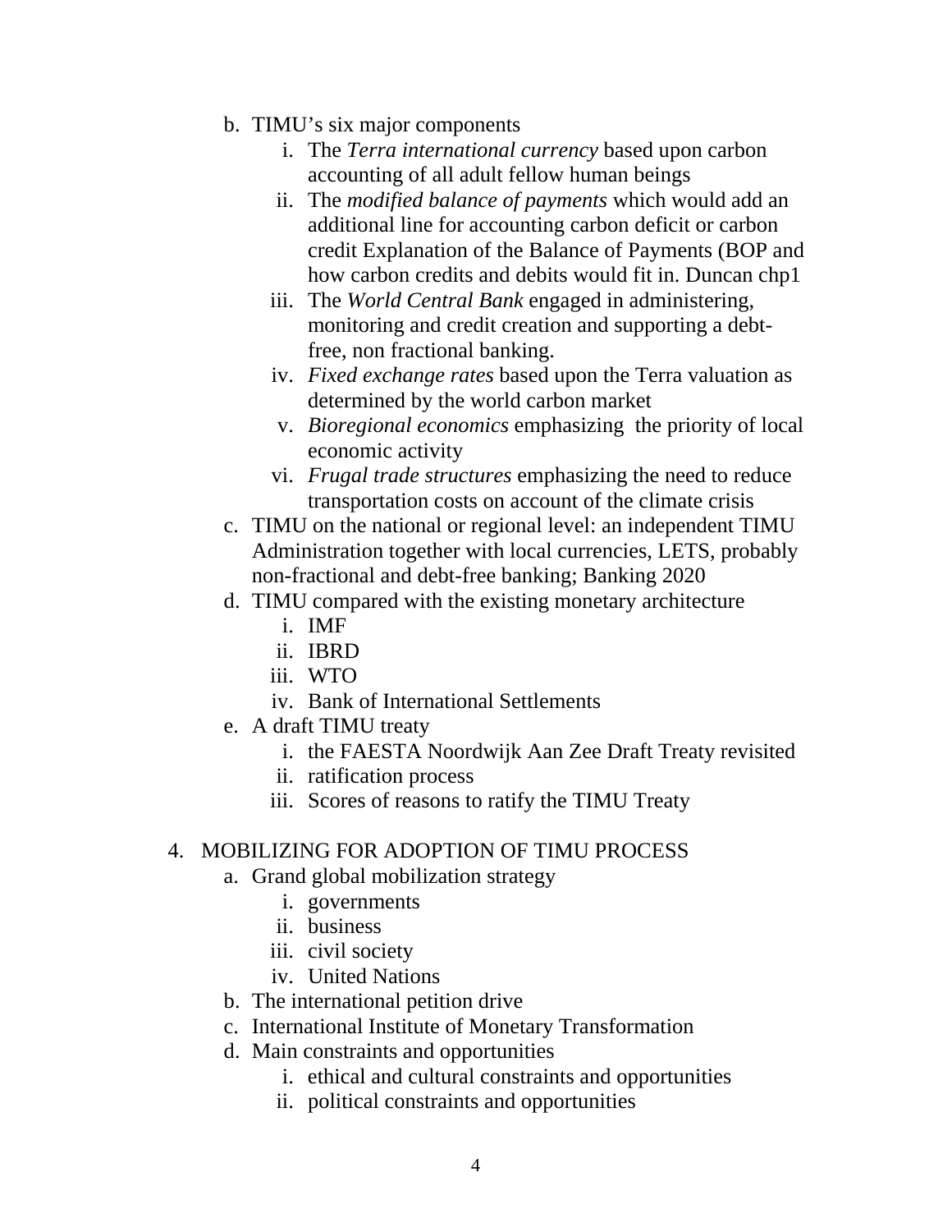b. TIMU's six major components
    i. The *Terra international currency* based upon carbon accounting of all adult fellow human beings
    ii. The *modified balance of payments* which would add an additional line for accounting carbon deficit or carbon credit Explanation of the Balance of Payments (BOP and how carbon credits and debits would fit in. Duncan chp1
    iii. The *World Central Bank* engaged in administering, monitoring and credit creation and supporting a debt-free, non fractional banking.
    iv. *Fixed exchange rates* based upon the Terra valuation as determined by the world carbon market
    v. *Bioregional economics* emphasizing the priority of local economic activity
    vi. *Frugal trade structures* emphasizing the need to reduce transportation costs on account of the climate crisis

c. TIMU on the national or regional level: an independent TIMU Administration together with local currencies, LETS, probably non-fractional and debt-free banking; Banking 2020

d. TIMU compared with the existing monetary architecture
    i. IMF
    ii. IBRD
    iii. WTO
    iv. Bank of International Settlements

e. A draft TIMU treaty
    i. the FAESTA Noordwijk Aan Zee Draft Treaty revisited
    ii. ratification process
    iii. Scores of reasons to ratify the TIMU Treaty

4. MOBILIZING FOR ADOPTION OF TIMU PROCESS

a. Grand global mobilization strategy
    i. governments
    ii. business
    iii. civil society
    iv. United Nations

b. The international petition drive

c. International Institute of Monetary Transformation

d. Main constraints and opportunities
    i. ethical and cultural constraints and opportunities
    ii. political constraints and opportunities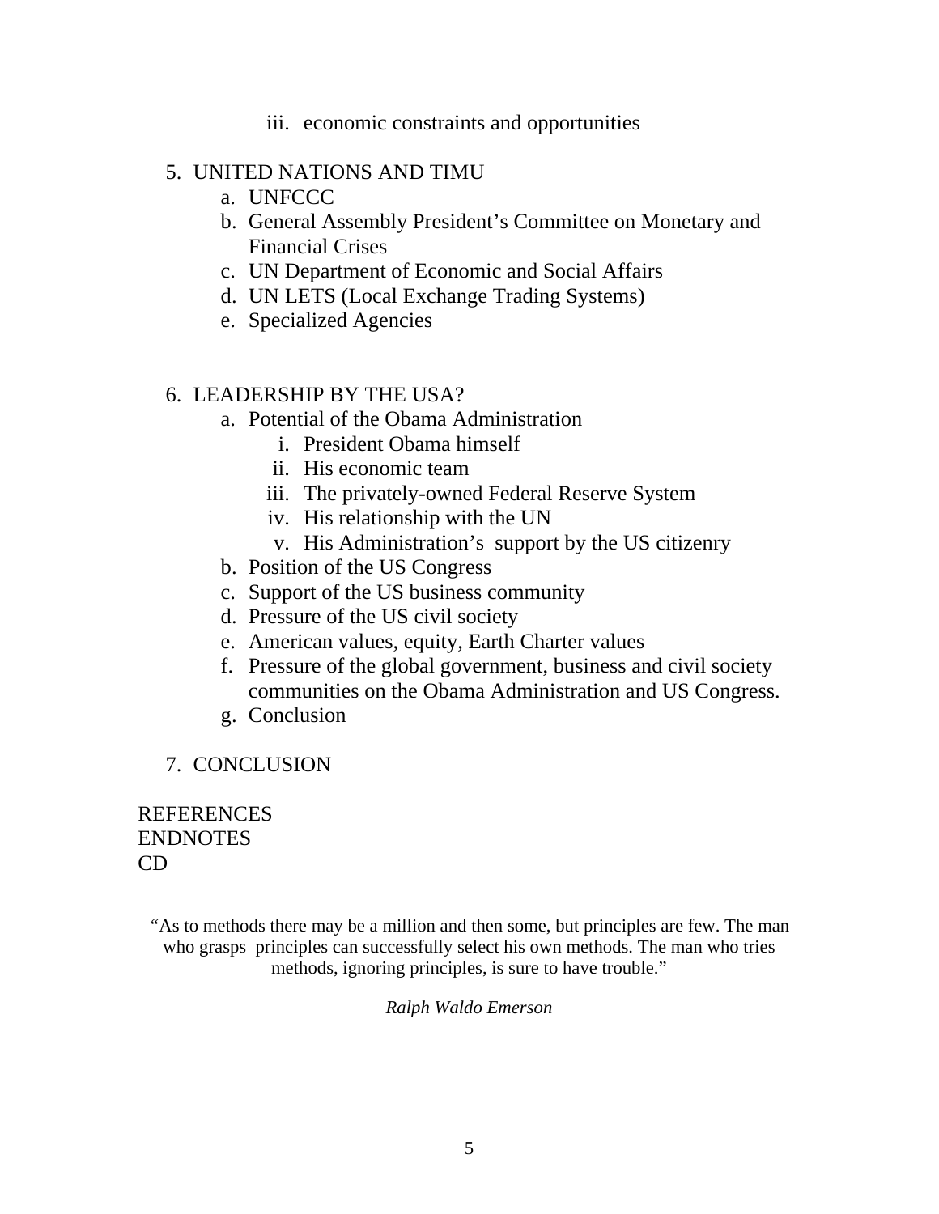iii. economic constraints and opportunities

5. UNITED NATIONS AND TIMU
    a. UNFCCC
    b. General Assembly President's Committee on Monetary and Financial Crises
    c. UN Department of Economic and Social Affairs
    d. UN LETS (Local Exchange Trading Systems)
    e. Specialized Agencies

6. LEADERSHIP BY THE USA?
    a. Potential of the Obama Administration
        i. President Obama himself
        ii. His economic team
        iii. The privately-owned Federal Reserve System
        iv. His relationship with the UN
        v. His Administration's support by the US citizenry
    b. Position of the US Congress
    c. Support of the US business community
    d. Pressure of the US civil society
    e. American values, equity, Earth Charter values
    f. Pressure of the global government, business and civil society communities on the Obama Administration and US Congress.
    g. Conclusion

7. CONCLUSION

REFERENCES
ENDNOTES
CD

"As to methods there may be a million and then some, but principles are few. The man who grasps principles can successfully select his own methods. The man who tries methods, ignoring principles, is sure to have trouble."

*Ralph Waldo Emerson*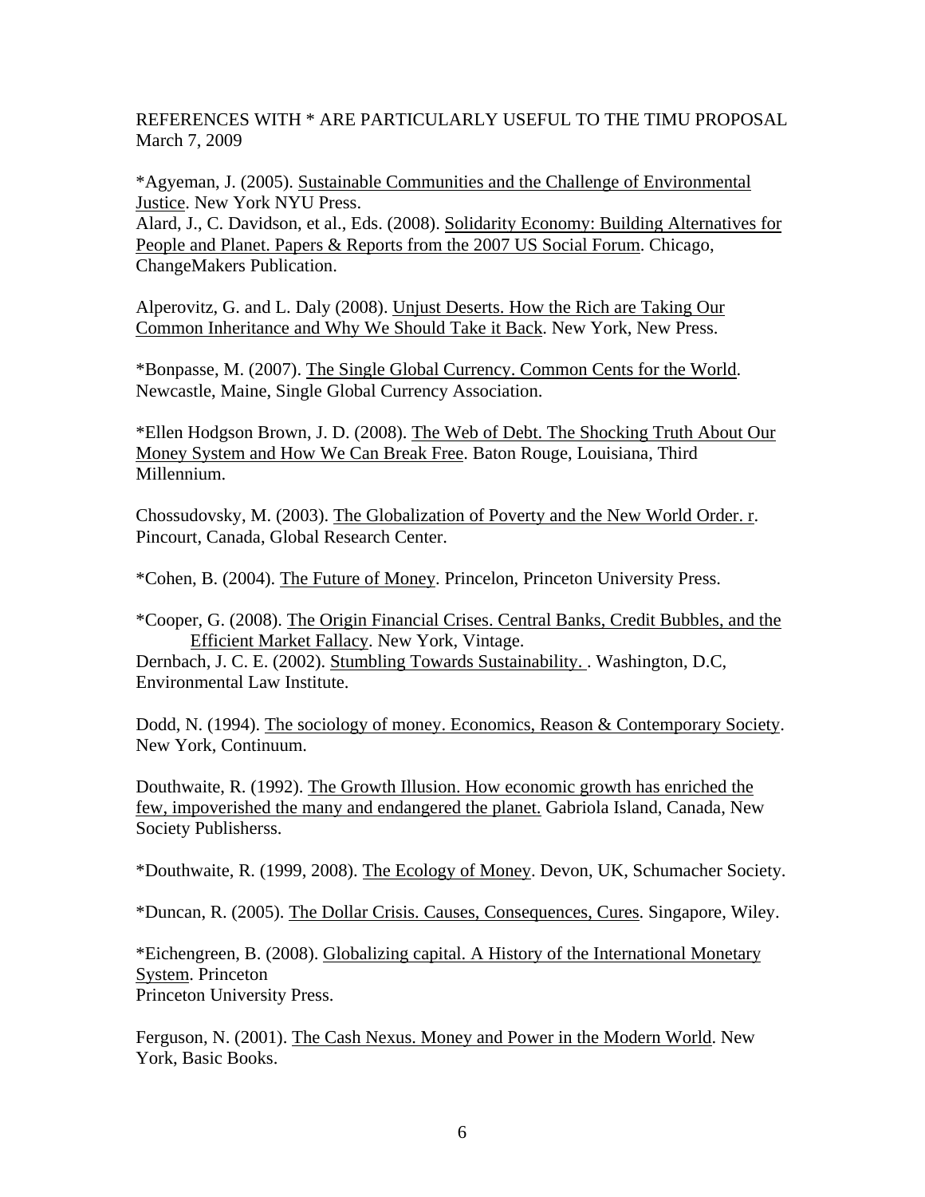REFERENCES WITH * ARE PARTICULARLY USEFUL TO THE TIMU PROPOSAL
March 7, 2009

*Agyeman, J. (2005). Sustainable Communities and the Challenge of Environmental Justice. New York NYU Press.
Alard, J., C. Davidson, et al., Eds. (2008). Solidarity Economy: Building Alternatives for People and Planet. Papers & Reports from the 2007 US Social Forum. Chicago, ChangeMakers Publication.

Alperovitz, G. and L. Daly (2008). Unjust Deserts. How the Rich are Taking Our Common Inheritance and Why We Should Take it Back. New York, New Press.

*Bonpasse, M. (2007). The Single Global Currency. Common Cents for the World. Newcastle, Maine, Single Global Currency Association.

*Ellen Hodgson Brown, J. D. (2008). The Web of Debt. The Shocking Truth About Our Money System and How We Can Break Free. Baton Rouge, Louisiana, Third Millennium.

Chossudovsky, M. (2003). The Globalization of Poverty and the New World Order. r. Pincourt, Canada, Global Research Center.

*Cohen, B. (2004). The Future of Money. Princelon, Princeton University Press.

*Cooper, G. (2008). The Origin Financial Crises. Central Banks, Credit Bubbles, and the Efficient Market Fallacy. New York, Vintage.
Dernbach, J. C. E. (2002). Stumbling Towards Sustainability. . Washington, D.C, Environmental Law Institute.

Dodd, N. (1994). The sociology of money. Economics, Reason & Contemporary Society. New York, Continuum.

Douthwaite, R. (1992). The Growth Illusion. How economic growth has enriched the few, impoverished the many and endangered the planet. Gabriola Island, Canada, New Society Publisherss.

*Douthwaite, R. (1999, 2008). The Ecology of Money. Devon, UK, Schumacher Society.

*Duncan, R. (2005). The Dollar Crisis. Causes, Consequences, Cures. Singapore, Wiley.

*Eichengreen, B. (2008). Globalizing capital. A History of the International Monetary System. Princeton
Princeton University Press.

Ferguson, N. (2001). The Cash Nexus. Money and Power in the Modern World. New York, Basic Books.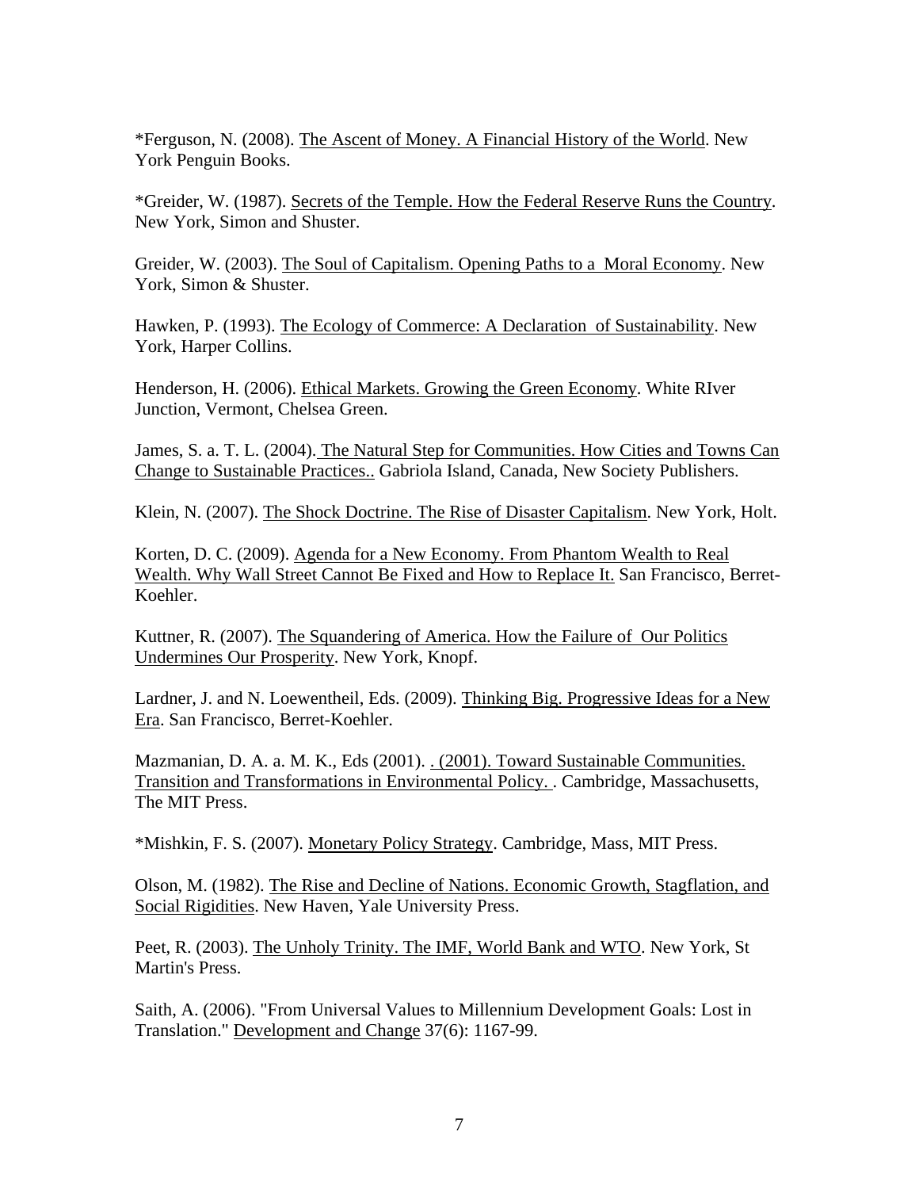*Ferguson, N. (2008). <u>The Ascent of Money. A Financial History of the World</u>. New York Penguin Books.

*Greider, W. (1987). <u>Secrets of the Temple. How the Federal Reserve Runs the Country</u>. New York, Simon and Shuster.

Greider, W. (2003). <u>The Soul of Capitalism. Opening Paths to a Moral Economy</u>. New York, Simon & Shuster.

Hawken, P. (1993). <u>The Ecology of Commerce: A Declaration of Sustainability</u>. New York, Harper Collins.

Henderson, H. (2006). <u>Ethical Markets. Growing the Green Economy</u>. White RIver Junction, Vermont, Chelsea Green.

James, S. a. T. L. (2004). <u>The Natural Step for Communities. How Cities and Towns Can Change to Sustainable Practices..</u> Gabriola Island, Canada, New Society Publishers.

Klein, N. (2007). <u>The Shock Doctrine. The Rise of Disaster Capitalism</u>. New York, Holt.

Korten, D. C. (2009). <u>Agenda for a New Economy. From Phantom Wealth to Real Wealth. Why Wall Street Cannot Be Fixed and How to Replace It.</u> San Francisco, Berret-Koehler.

Kuttner, R. (2007). <u>The Squandering of America. How the Failure of Our Politics Undermines Our Prosperity</u>. New York, Knopf.

Lardner, J. and N. Loewentheil, Eds. (2009). <u>Thinking Big. Progressive Ideas for a New Era</u>. San Francisco, Berret-Koehler.

Mazmanian, D. A. a. M. K., Eds (2001). <u>. (2001). Toward Sustainable Communities. Transition and Transformations in Environmental Policy. </u>. Cambridge, Massachusetts, The MIT Press.

*Mishkin, F. S. (2007). <u>Monetary Policy Strategy</u>. Cambridge, Mass, MIT Press.

Olson, M. (1982). <u>The Rise and Decline of Nations. Economic Growth, Stagflation, and Social Rigidities</u>. New Haven, Yale University Press.

Peet, R. (2003). <u>The Unholy Trinity. The IMF, World Bank and WTO</u>. New York, St Martin's Press.

Saith, A. (2006). "From Universal Values to Millennium Development Goals: Lost in Translation." <u>Development and Change</u> 37(6): 1167-99.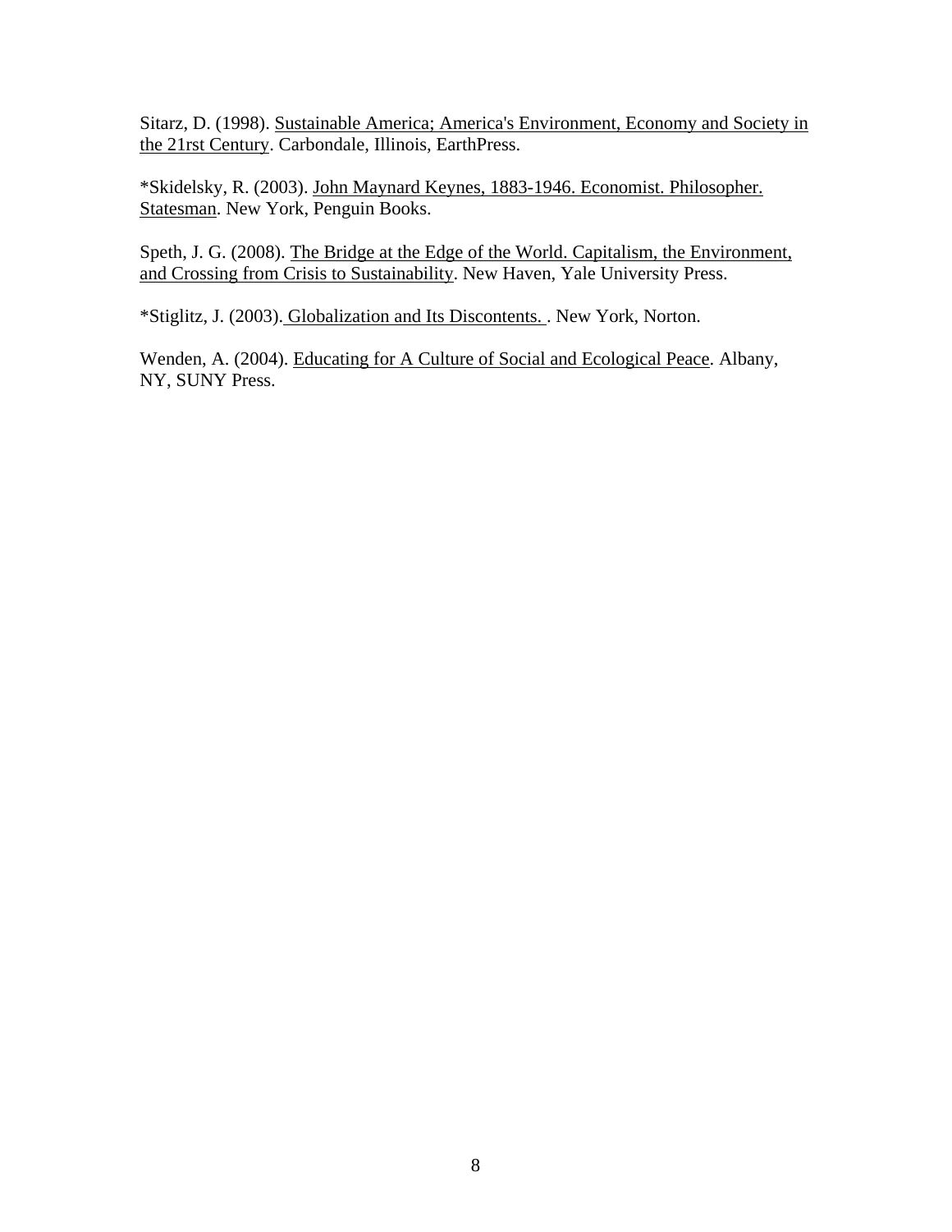Sitarz, D. (1998). Sustainable America; America's Environment, Economy and Society in the 21rst Century. Carbondale, Illinois, EarthPress.

*Skidelsky, R. (2003). John Maynard Keynes, 1883-1946. Economist. Philosopher. Statesman. New York, Penguin Books.

Speth, J. G. (2008). The Bridge at the Edge of the World. Capitalism, the Environment, and Crossing from Crisis to Sustainability. New Haven, Yale University Press.

*Stiglitz, J. (2003). Globalization and Its Discontents. . New York, Norton.

Wenden, A. (2004). Educating for A Culture of Social and Ecological Peace. Albany, NY, SUNY Press.